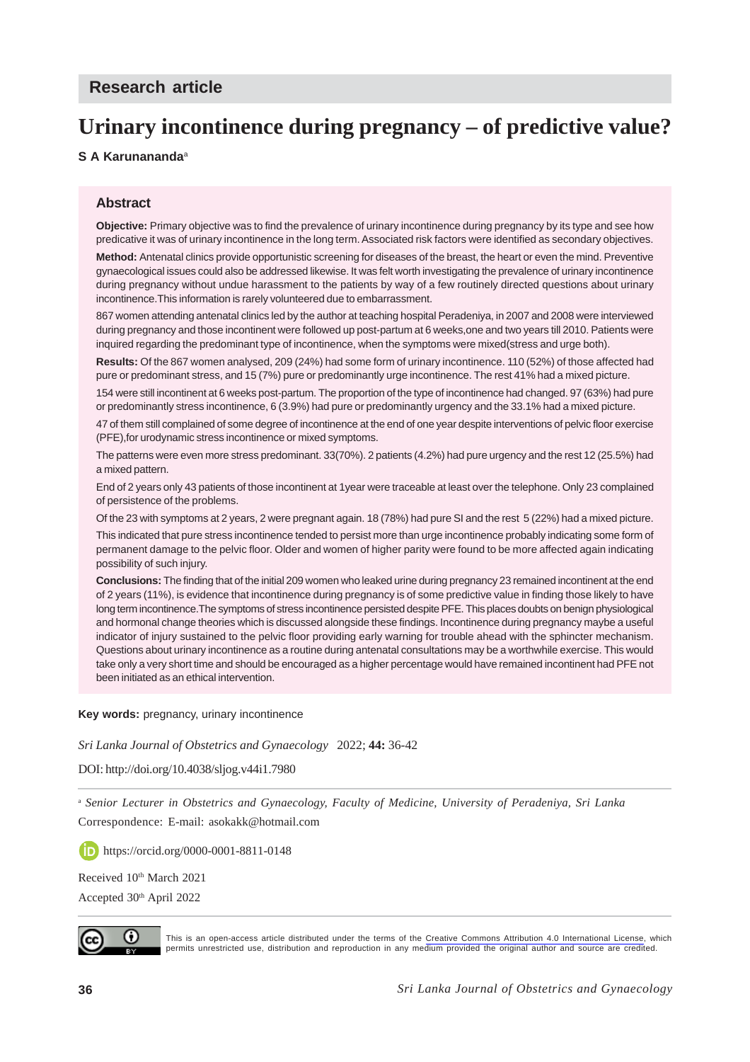**Research article**

# Urinary incontinence during pregnancy – of predictive value?

**S A Karunananda**[a]

## Abstract

**Objective:** Primary objective was to find the prevalence of urinary incontinence during pregnancy by its type and see how predicative it was of urinary incontinence in the long term. Associated risk factors were identified as secondary objectives.

**Method:** Antenatal clinics provide opportunistic screening for diseases of the breast, the heart or even the mind. Preventive gynaecological issues could also be addressed likewise. It was felt worth investigating the prevalence of urinary incontinence during pregnancy without undue harassment to the patients by way of a few routinely directed questions about urinary incontinence.This information is rarely volunteered due to embarrassment.

867 women attending antenatal clinics led by the author at teaching hospital Peradeniya, in 2007 and 2008 were interviewed during pregnancy and those incontinent were followed up post-partum at 6 weeks,one and two years till 2010. Patients were inquired regarding the predominant type of incontinence, when the symptoms were mixed(stress and urge both).

**Results:** Of the 867 women analysed, 209 (24%) had some form of urinary incontinence. 110 (52%) of those affected had pure or predominant stress, and 15 (7%) pure or predominantly urge incontinence. The rest 41% had a mixed picture.

154 were still incontinent at 6 weeks post-partum. The proportion of the type of incontinence had changed. 97 (63%) had pure or predominantly stress incontinence, 6 (3.9%) had pure or predominantly urgency and the 33.1% had a mixed picture.

47 of them still complained of some degree of incontinence at the end of one year despite interventions of pelvic floor exercise (PFE),for urodynamic stress incontinence or mixed symptoms.

The patterns were even more stress predominant. 33(70%). 2 patients (4.2%) had pure urgency and the rest 12 (25.5%) had a mixed pattern.

End of 2 years only 43 patients of those incontinent at 1year were traceable at least over the telephone. Only 23 complained of persistence of the problems.

Of the 23 with symptoms at 2 years, 2 were pregnant again. 18 (78%) had pure SI and the rest 5 (22%) had a mixed picture.

This indicated that pure stress incontinence tended to persist more than urge incontinence probably indicating some form of permanent damage to the pelvic floor. Older and women of higher parity were found to be more affected again indicating possibility of such injury.

**Conclusions:** The finding that of the initial 209 women who leaked urine during pregnancy 23 remained incontinent at the end of 2 years (11%), is evidence that incontinence during pregnancy is of some predictive value in finding those likely to have long term incontinence.The symptoms of stress incontinence persisted despite PFE. This places doubts on benign physiological and hormonal change theories which is discussed alongside these findings. Incontinence during pregnancy maybe a useful indicator of injury sustained to the pelvic floor providing early warning for trouble ahead with the sphincter mechanism. Questions about urinary incontinence as a routine during antenatal consultations may be a worthwhile exercise. This would take only a very short time and should be encouraged as a higher percentage would have remained incontinent had PFE not been initiated as an ethical intervention.

**Key words:** pregnancy, urinary incontinence

*Sri Lanka Journal of Obstetrics and Gynaecology* 2022; **44:** 36-42

DOI: http://doi.org/10.4038/sljog.v44i1.7980

[a] *Senior Lecturer in Obstetrics and Gynaecology, Faculty of Medicine, University of Peradeniya, Sri Lanka*

Correspondence: E-mail: asokakk@hotmail.com

https://orcid.org/0000-0001-8811-0148

Received 10th March 2021

Accepted 30th April 2022

This is an open-access article distributed under the terms of the Creative Commons Attribution 4.0 International License, which permits unrestricted use, distribution and reproduction in any medium provided the original author and source are credited.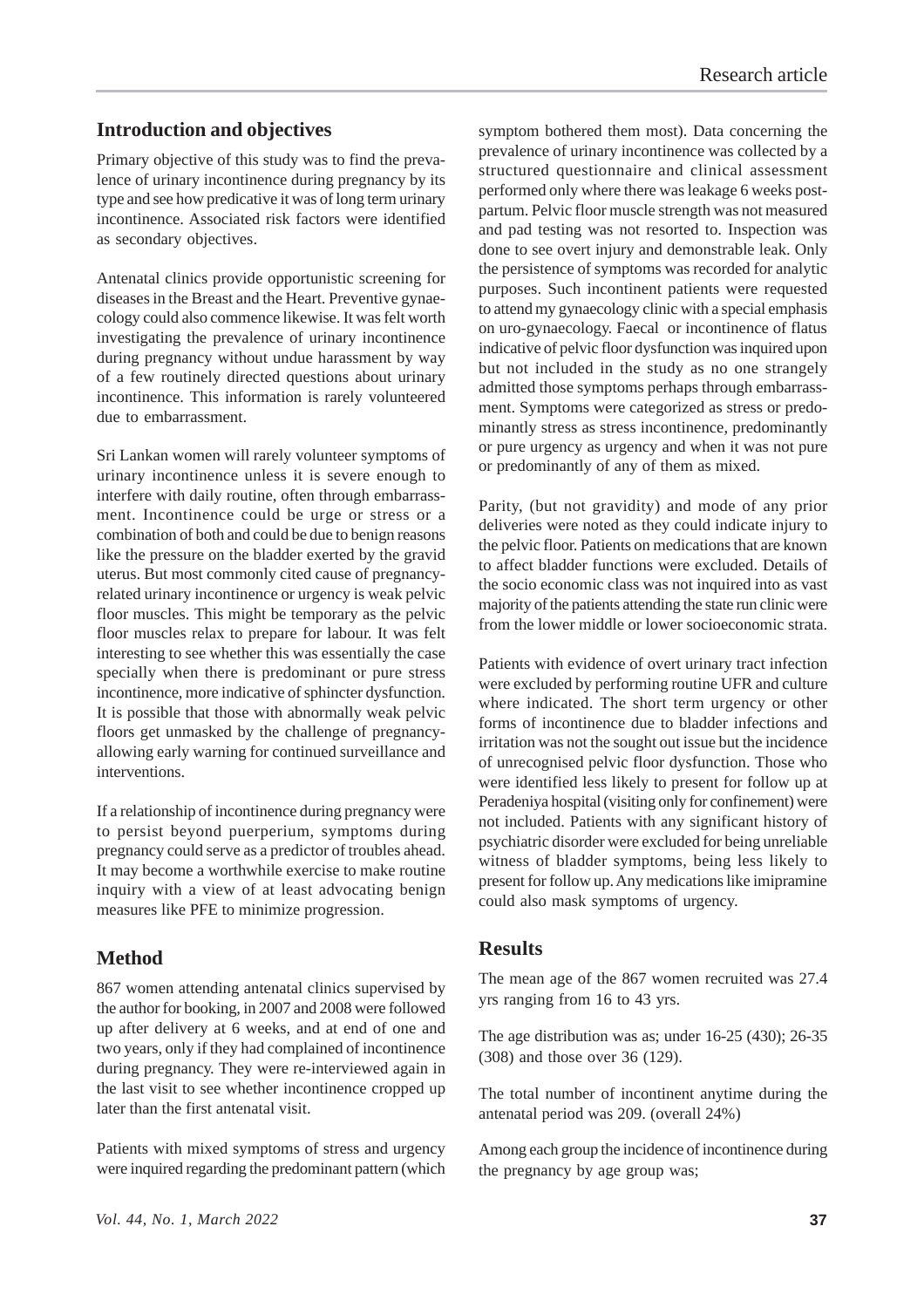## Introduction and objectives

Primary objective of this study was to find the prevalence of urinary incontinence during pregnancy by its type and see how predicative it was of long term urinary incontinence. Associated risk factors were identified as secondary objectives.

Antenatal clinics provide opportunistic screening for diseases in the Breast and the Heart. Preventive gynaecology could also commence likewise. It was felt worth investigating the prevalence of urinary incontinence during pregnancy without undue harassment by way of a few routinely directed questions about urinary incontinence. This information is rarely volunteered due to embarrassment.

Sri Lankan women will rarely volunteer symptoms of urinary incontinence unless it is severe enough to interfere with daily routine, often through embarrassment. Incontinence could be urge or stress or a combination of both and could be due to benign reasons like the pressure on the bladder exerted by the gravid uterus. But most commonly cited cause of pregnancy-related urinary incontinence or urgency is weak pelvic floor muscles. This might be temporary as the pelvic floor muscles relax to prepare for labour. It was felt interesting to see whether this was essentially the case specially when there is predominant or pure stress incontinence, more indicative of sphincter dysfunction. It is possible that those with abnormally weak pelvic floors get unmasked by the challenge of pregnancy- allowing early warning for continued surveillance and interventions.

If a relationship of incontinence during pregnancy were to persist beyond puerperium, symptoms during pregnancy could serve as a predictor of troubles ahead. It may become a worthwhile exercise to make routine inquiry with a view of at least advocating benign measures like PFE to minimize progression.

## Method

867 women attending antenatal clinics supervised by the author for booking, in 2007 and 2008 were followed up after delivery at 6 weeks, and at end of one and two years, only if they had complained of incontinence during pregnancy. They were re-interviewed again in the last visit to see whether incontinence cropped up later than the first antenatal visit.

Patients with mixed symptoms of stress and urgency were inquired regarding the predominant pattern (which symptom bothered them most). Data concerning the prevalence of urinary incontinence was collected by a structured questionnaire and clinical assessment performed only where there was leakage 6 weeks post-partum. Pelvic floor muscle strength was not measured and pad testing was not resorted to. Inspection was done to see overt injury and demonstrable leak. Only the persistence of symptoms was recorded for analytic purposes. Such incontinent patients were requested to attend my gynaecology clinic with a special emphasis on uro-gynaecology. Faecal or incontinence of flatus indicative of pelvic floor dysfunction was inquired upon but not included in the study as no one strangely admitted those symptoms perhaps through embarrassment. Symptoms were categorized as stress or predominantly stress as stress incontinence, predominantly or pure urgency as urgency and when it was not pure or predominantly of any of them as mixed.

Parity, (but not gravidity) and mode of any prior deliveries were noted as they could indicate injury to the pelvic floor. Patients on medications that are known to affect bladder functions were excluded. Details of the socio economic class was not inquired into as vast majority of the patients attending the state run clinic were from the lower middle or lower socioeconomic strata.

Patients with evidence of overt urinary tract infection were excluded by performing routine UFR and culture where indicated. The short term urgency or other forms of incontinence due to bladder infections and irritation was not the sought out issue but the incidence of unrecognised pelvic floor dysfunction. Those who were identified less likely to present for follow up at Peradeniya hospital (visiting only for confinement) were not included. Patients with any significant history of psychiatric disorder were excluded for being unreliable witness of bladder symptoms, being less likely to present for follow up. Any medications like imipramine could also mask symptoms of urgency.

## Results

The mean age of the 867 women recruited was 27.4 yrs ranging from 16 to 43 yrs.

The age distribution was as; under 16-25 (430); 26-35 (308) and those over 36 (129).

The total number of incontinent anytime during the antenatal period was 209. (overall 24%)

Among each group the incidence of incontinence during the pregnancy by age group was;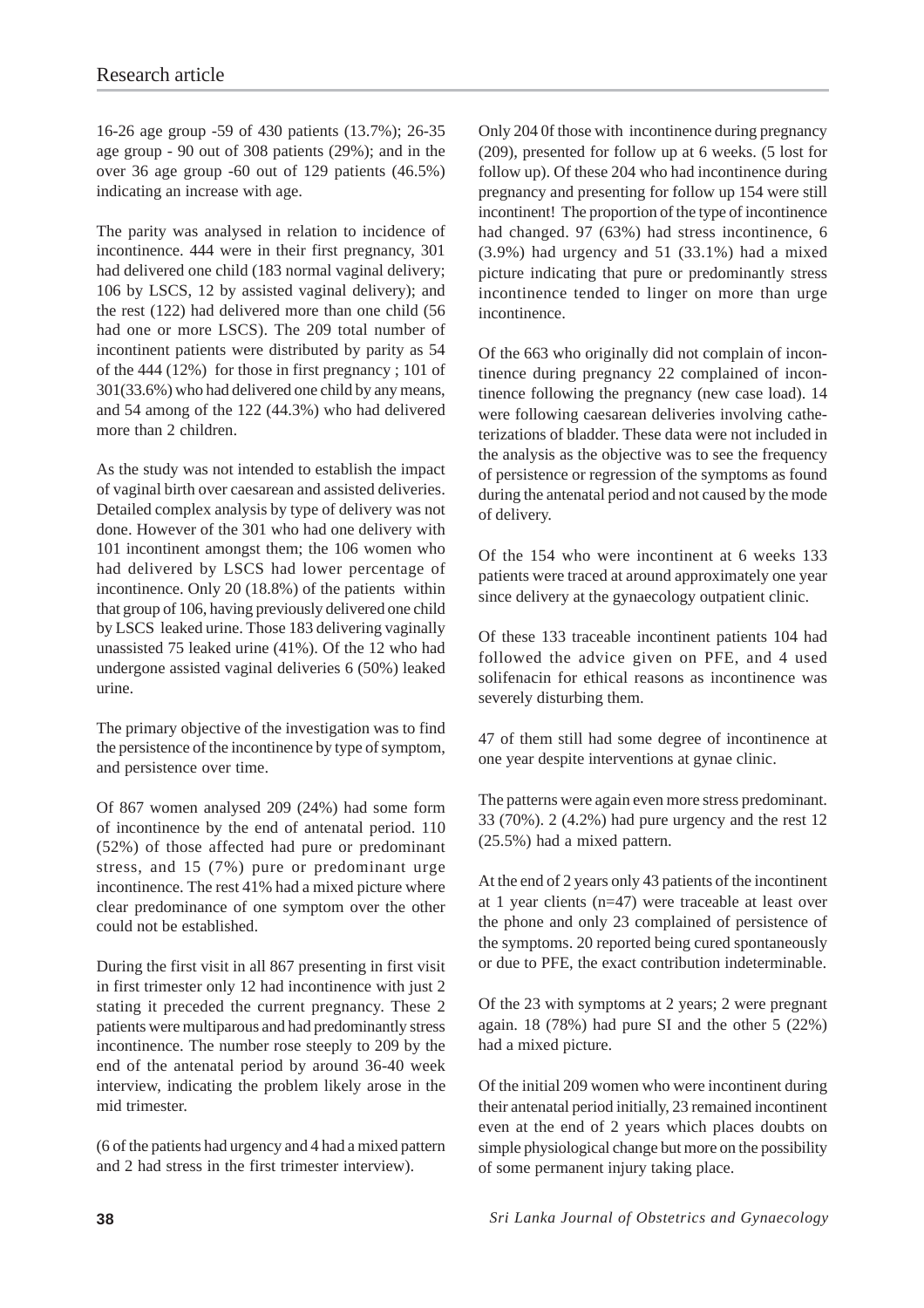16-26 age group -59 of 430 patients (13.7%); 26-35 age group - 90 out of 308 patients (29%); and in the over 36 age group -60 out of 129 patients (46.5%) indicating an increase with age.

The parity was analysed in relation to incidence of incontinence. 444 were in their first pregnancy, 301 had delivered one child (183 normal vaginal delivery; 106 by LSCS, 12 by assisted vaginal delivery); and the rest (122) had delivered more than one child (56 had one or more LSCS). The 209 total number of incontinent patients were distributed by parity as 54 of the 444 (12%) for those in first pregnancy ; 101 of 301(33.6%) who had delivered one child by any means, and 54 among of the 122 (44.3%) who had delivered more than 2 children.

As the study was not intended to establish the impact of vaginal birth over caesarean and assisted deliveries. Detailed complex analysis by type of delivery was not done. However of the 301 who had one delivery with 101 incontinent amongst them; the 106 women who had delivered by LSCS had lower percentage of incontinence. Only 20 (18.8%) of the patients within that group of 106, having previously delivered one child by LSCS leaked urine. Those 183 delivering vaginally unassisted 75 leaked urine (41%). Of the 12 who had undergone assisted vaginal deliveries 6 (50%) leaked urine.

The primary objective of the investigation was to find the persistence of the incontinence by type of symptom, and persistence over time.

Of 867 women analysed 209 (24%) had some form of incontinence by the end of antenatal period. 110 (52%) of those affected had pure or predominant stress, and 15 (7%) pure or predominant urge incontinence. The rest 41% had a mixed picture where clear predominance of one symptom over the other could not be established.

During the first visit in all 867 presenting in first visit in first trimester only 12 had incontinence with just 2 stating it preceded the current pregnancy. These 2 patients were multiparous and had predominantly stress incontinence. The number rose steeply to 209 by the end of the antenatal period by around 36-40 week interview, indicating the problem likely arose in the mid trimester.

(6 of the patients had urgency and 4 had a mixed pattern and 2 had stress in the first trimester interview).

Only 204 0f those with incontinence during pregnancy (209), presented for follow up at 6 weeks. (5 lost for follow up). Of these 204 who had incontinence during pregnancy and presenting for follow up 154 were still incontinent! The proportion of the type of incontinence had changed. 97 (63%) had stress incontinence, 6 (3.9%) had urgency and 51 (33.1%) had a mixed picture indicating that pure or predominantly stress incontinence tended to linger on more than urge incontinence.

Of the 663 who originally did not complain of incontinence during pregnancy 22 complained of incontinence following the pregnancy (new case load). 14 were following caesarean deliveries involving catheterizations of bladder. These data were not included in the analysis as the objective was to see the frequency of persistence or regression of the symptoms as found during the antenatal period and not caused by the mode of delivery.

Of the 154 who were incontinent at 6 weeks 133 patients were traced at around approximately one year since delivery at the gynaecology outpatient clinic.

Of these 133 traceable incontinent patients 104 had followed the advice given on PFE, and 4 used solifenacin for ethical reasons as incontinence was severely disturbing them.

47 of them still had some degree of incontinence at one year despite interventions at gynae clinic.

The patterns were again even more stress predominant. 33 (70%). 2 (4.2%) had pure urgency and the rest 12 (25.5%) had a mixed pattern.

At the end of 2 years only 43 patients of the incontinent at 1 year clients (n=47) were traceable at least over the phone and only 23 complained of persistence of the symptoms. 20 reported being cured spontaneously or due to PFE, the exact contribution indeterminable.

Of the 23 with symptoms at 2 years; 2 were pregnant again. 18 (78%) had pure SI and the other 5 (22%) had a mixed picture.

Of the initial 209 women who were incontinent during their antenatal period initially, 23 remained incontinent even at the end of 2 years which places doubts on simple physiological change but more on the possibility of some permanent injury taking place.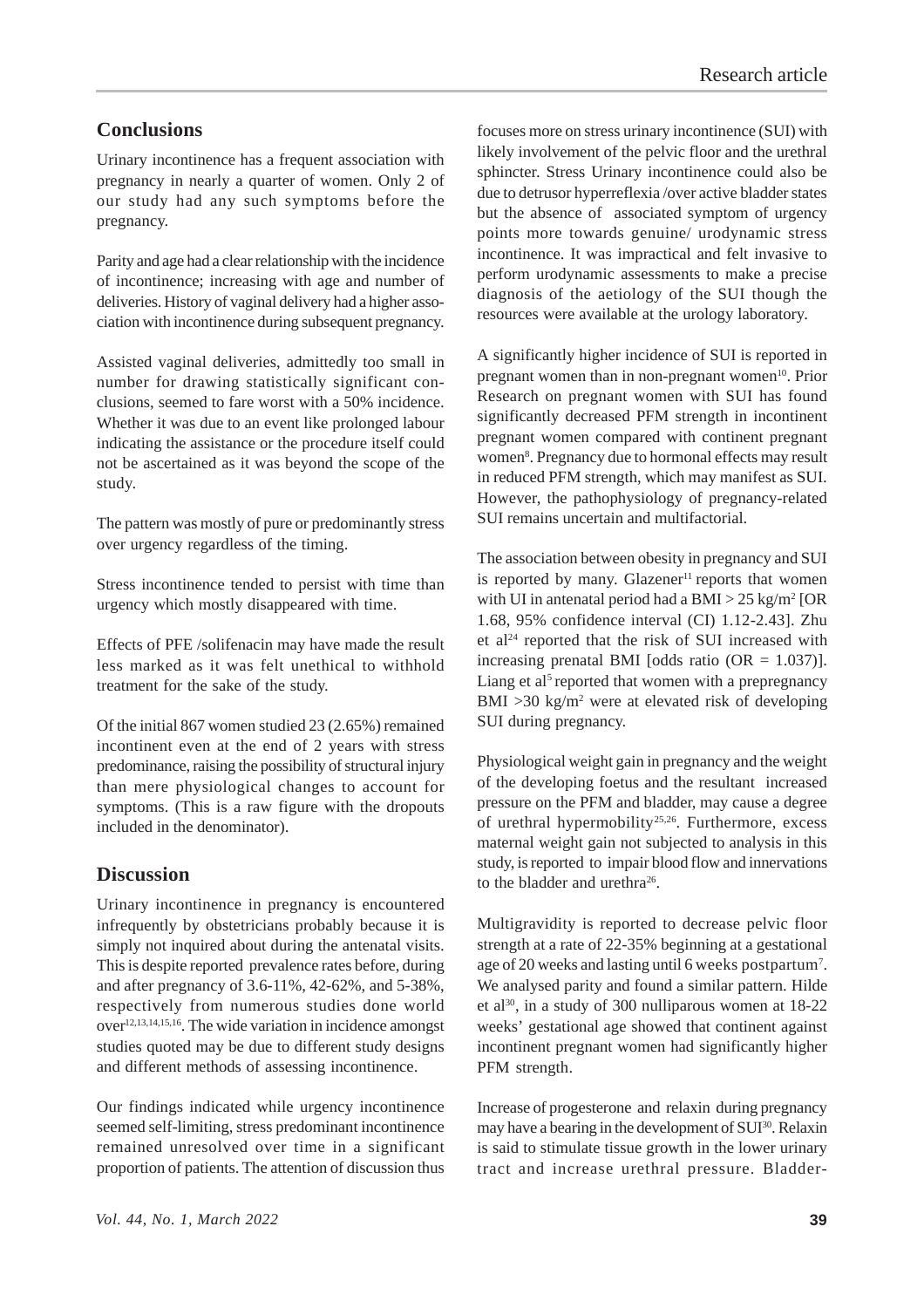## Conclusions

Urinary incontinence has a frequent association with pregnancy in nearly a quarter of women. Only 2 of our study had any such symptoms before the pregnancy.

Parity and age had a clear relationship with the incidence of incontinence; increasing with age and number of deliveries. History of vaginal delivery had a higher association with incontinence during subsequent pregnancy.

Assisted vaginal deliveries, admittedly too small in number for drawing statistically significant conclusions, seemed to fare worst with a 50% incidence. Whether it was due to an event like prolonged labour indicating the assistance or the procedure itself could not be ascertained as it was beyond the scope of the study.

The pattern was mostly of pure or predominantly stress over urgency regardless of the timing.

Stress incontinence tended to persist with time than urgency which mostly disappeared with time.

Effects of PFE /solifenacin may have made the result less marked as it was felt unethical to withhold treatment for the sake of the study.

Of the initial 867 women studied 23 (2.65%) remained incontinent even at the end of 2 years with stress predominance, raising the possibility of structural injury than mere physiological changes to account for symptoms. (This is a raw figure with the dropouts included in the denominator).

## Discussion

Urinary incontinence in pregnancy is encountered infrequently by obstetricians probably because it is simply not inquired about during the antenatal visits. This is despite reported prevalence rates before, during and after pregnancy of 3.6-11%, 42-62%, and 5-38%, respectively from numerous studies done world over[12,13,14,15,16]. The wide variation in incidence amongst studies quoted may be due to different study designs and different methods of assessing incontinence.

Our findings indicated while urgency incontinence seemed self-limiting, stress predominant incontinence remained unresolved over time in a significant proportion of patients. The attention of discussion thus focuses more on stress urinary incontinence (SUI) with likely involvement of the pelvic floor and the urethral sphincter. Stress Urinary incontinence could also be due to detrusor hyperreflexia /over active bladder states but the absence of associated symptom of urgency points more towards genuine/ urodynamic stress incontinence. It was impractical and felt invasive to perform urodynamic assessments to make a precise diagnosis of the aetiology of the SUI though the resources were available at the urology laboratory.

A significantly higher incidence of SUI is reported in pregnant women than in non-pregnant women[10]. Prior Research on pregnant women with SUI has found significantly decreased PFM strength in incontinent pregnant women compared with continent pregnant women[8]. Pregnancy due to hormonal effects may result in reduced PFM strength, which may manifest as SUI. However, the pathophysiology of pregnancy-related SUI remains uncertain and multifactorial.

The association between obesity in pregnancy and SUI is reported by many. Glazener[11] reports that women with UI in antenatal period had a BMI > 25 kg/m$^2$ [OR 1.68, 95% confidence interval (CI) 1.12-2.43]. Zhu et al[24] reported that the risk of SUI increased with increasing prenatal BMI [odds ratio (OR = 1.037)]. Liang et al[5] reported that women with a prepregnancy BMI >30 kg/m$^2$ were at elevated risk of developing SUI during pregnancy.

Physiological weight gain in pregnancy and the weight of the developing foetus and the resultant increased pressure on the PFM and bladder, may cause a degree of urethral hypermobility[25,26]. Furthermore, excess maternal weight gain not subjected to analysis in this study, is reported to impair blood flow and innervations to the bladder and urethra[26].

Multigravidity is reported to decrease pelvic floor strength at a rate of 22-35% beginning at a gestational age of 20 weeks and lasting until 6 weeks postpartum[7]. We analysed parity and found a similar pattern. Hilde et al[30], in a study of 300 nulliparous women at 18-22 weeks' gestational age showed that continent against incontinent pregnant women had significantly higher PFM strength.

Increase of progesterone and relaxin during pregnancy may have a bearing in the development of SUI[30]. Relaxin is said to stimulate tissue growth in the lower urinary tract and increase urethral pressure. Bladder-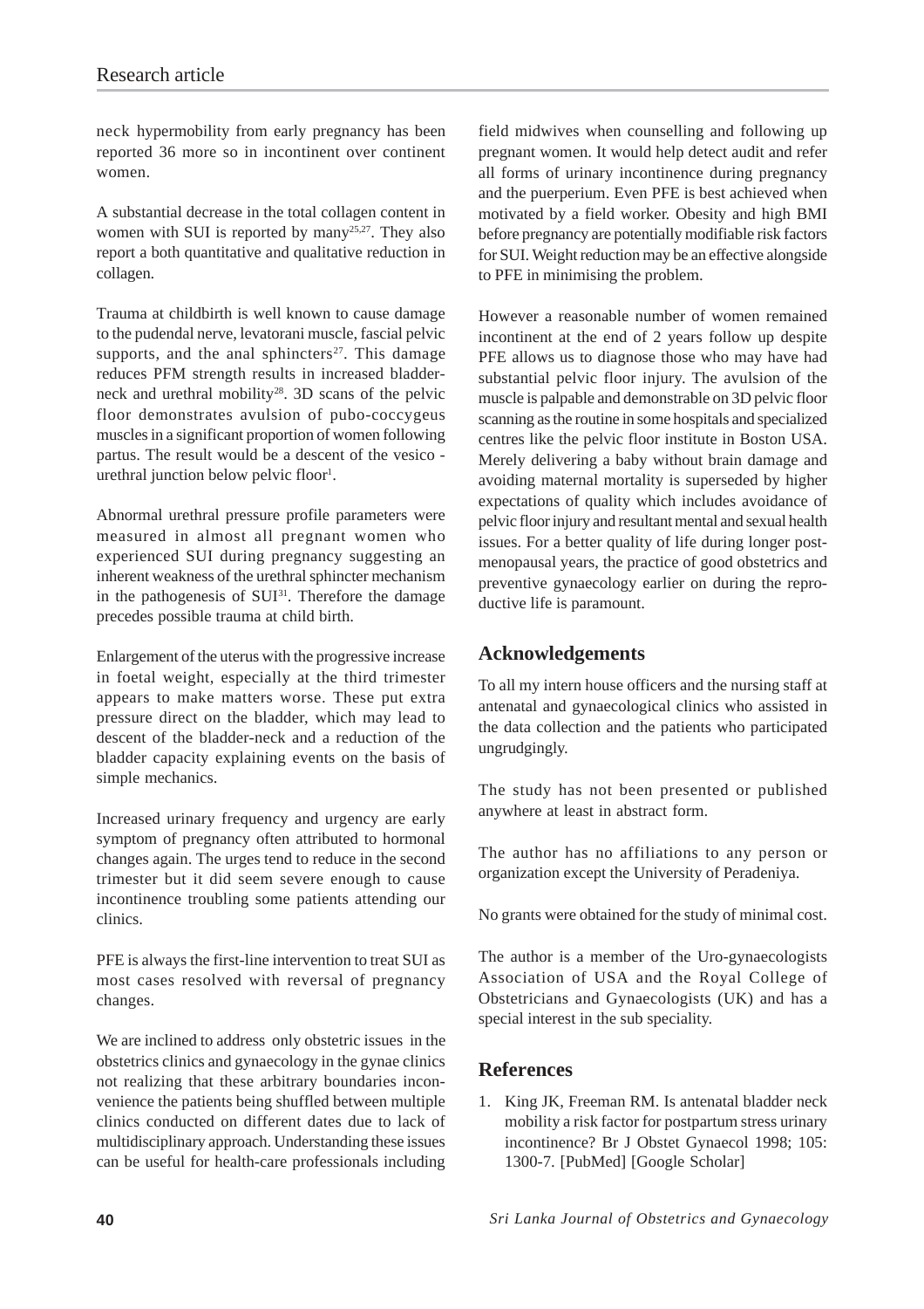neck hypermobility from early pregnancy has been reported 36 more so in incontinent over continent women.

A substantial decrease in the total collagen content in women with SUI is reported by many[25,27]. They also report a both quantitative and qualitative reduction in collagen.

Trauma at childbirth is well known to cause damage to the pudendal nerve, levatorani muscle, fascial pelvic supports, and the anal sphincters[27]. This damage reduces PFM strength results in increased bladder-neck and urethral mobility[28]. 3D scans of the pelvic floor demonstrates avulsion of pubo-coccygeus muscles in a significant proportion of women following partus. The result would be a descent of the vesico - urethral junction below pelvic floor[1].

Abnormal urethral pressure profile parameters were measured in almost all pregnant women who experienced SUI during pregnancy suggesting an inherent weakness of the urethral sphincter mechanism in the pathogenesis of SUI[31]. Therefore the damage precedes possible trauma at child birth.

Enlargement of the uterus with the progressive increase in foetal weight, especially at the third trimester appears to make matters worse. These put extra pressure direct on the bladder, which may lead to descent of the bladder-neck and a reduction of the bladder capacity explaining events on the basis of simple mechanics.

Increased urinary frequency and urgency are early symptom of pregnancy often attributed to hormonal changes again. The urges tend to reduce in the second trimester but it did seem severe enough to cause incontinence troubling some patients attending our clinics.

PFE is always the first-line intervention to treat SUI as most cases resolved with reversal of pregnancy changes.

We are inclined to address only obstetric issues in the obstetrics clinics and gynaecology in the gynae clinics not realizing that these arbitrary boundaries inconvenience the patients being shuffled between multiple clinics conducted on different dates due to lack of multidisciplinary approach. Understanding these issues can be useful for health-care professionals including field midwives when counselling and following up pregnant women. It would help detect audit and refer all forms of urinary incontinence during pregnancy and the puerperium. Even PFE is best achieved when motivated by a field worker. Obesity and high BMI before pregnancy are potentially modifiable risk factors for SUI. Weight reduction may be an effective alongside to PFE in minimising the problem.

However a reasonable number of women remained incontinent at the end of 2 years follow up despite PFE allows us to diagnose those who may have had substantial pelvic floor injury. The avulsion of the muscle is palpable and demonstrable on 3D pelvic floor scanning as the routine in some hospitals and specialized centres like the pelvic floor institute in Boston USA. Merely delivering a baby without brain damage and avoiding maternal mortality is superseded by higher expectations of quality which includes avoidance of pelvic floor injury and resultant mental and sexual health issues. For a better quality of life during longer post-menopausal years, the practice of good obstetrics and preventive gynaecology earlier on during the reproductive life is paramount.

## Acknowledgements

To all my intern house officers and the nursing staff at antenatal and gynaecological clinics who assisted in the data collection and the patients who participated ungrudgingly.

The study has not been presented or published anywhere at least in abstract form.

The author has no affiliations to any person or organization except the University of Peradeniya.

No grants were obtained for the study of minimal cost.

The author is a member of the Uro-gynaecologists Association of USA and the Royal College of Obstetricians and Gynaecologists (UK) and has a special interest in the sub speciality.

## References

1. King JK, Freeman RM. Is antenatal bladder neck mobility a risk factor for postpartum stress urinary incontinence? Br J Obstet Gynaecol 1998; 105: 1300-7. [PubMed] [Google Scholar]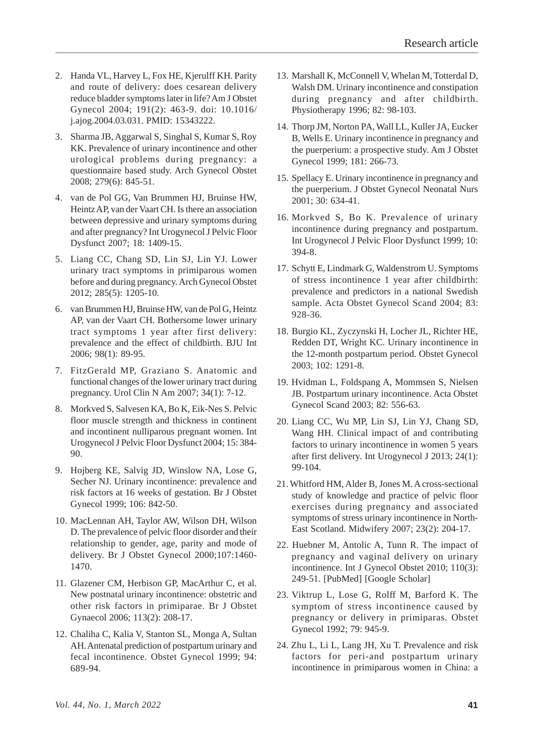2. Handa VL, Harvey L, Fox HE, Kjerulff KH. Parity and route of delivery: does cesarean delivery reduce bladder symptoms later in life? Am J Obstet Gynecol 2004; 191(2): 463-9. doi: 10.1016/j.ajog.2004.03.031. PMID: 15343222.
3. Sharma JB, Aggarwal S, Singhal S, Kumar S, Roy KK. Prevalence of urinary incontinence and other urological problems during pregnancy: a questionnaire based study. Arch Gynecol Obstet 2008; 279(6): 845-51.
4. van de Pol GG, Van Brummen HJ, Bruinse HW, Heintz AP, van der Vaart CH. Is there an association between depressive and urinary symptoms during and after pregnancy? Int Urogynecol J Pelvic Floor Dysfunct 2007; 18: 1409-15.
5. Liang CC, Chang SD, Lin SJ, Lin YJ. Lower urinary tract symptoms in primiparous women before and during pregnancy. Arch Gynecol Obstet 2012; 285(5): 1205-10.
6. van Brummen HJ, Bruinse HW, van de Pol G, Heintz AP, van der Vaart CH. Bothersome lower urinary tract symptoms 1 year after first delivery: prevalence and the effect of childbirth. BJU Int 2006; 98(1): 89-95.
7. FitzGerald MP, Graziano S. Anatomic and functional changes of the lower urinary tract during pregnancy. Urol Clin N Am 2007; 34(1): 7-12.
8. Morkved S, Salvesen KA, Bo K, Eik-Nes S. Pelvic floor muscle strength and thickness in continent and incontinent nulliparous pregnant women. Int Urogynecol J Pelvic Floor Dysfunct 2004; 15: 384-90.
9. Hojberg KE, Salvig JD, Winslow NA, Lose G, Secher NJ. Urinary incontinence: prevalence and risk factors at 16 weeks of gestation. Br J Obstet Gynecol 1999; 106: 842-50.
10. MacLennan AH, Taylor AW, Wilson DH, Wilson D. The prevalence of pelvic floor disorder and their relationship to gender, age, parity and mode of delivery. Br J Obstet Gynecol 2000;107:1460-1470.
11. Glazener CM, Herbison GP, MacArthur C, et al. New postnatal urinary incontinence: obstetric and other risk factors in primiparae. Br J Obstet Gynaecol 2006; 113(2): 208-17.
12. Chaliha C, Kalia V, Stanton SL, Monga A, Sultan AH. Antenatal prediction of postpartum urinary and fecal incontinence. Obstet Gynecol 1999; 94: 689-94.
13. Marshall K, McConnell V, Whelan M, Totterdal D, Walsh DM. Urinary incontinence and constipation during pregnancy and after childbirth. Physiotherapy 1996; 82: 98-103.
14. Thorp JM, Norton PA, Wall LL, Kuller JA, Eucker B, Wells E. Urinary incontinence in pregnancy and the puerperium: a prospective study. Am J Obstet Gynecol 1999; 181: 266-73.
15. Spellacy E. Urinary incontinence in pregnancy and the puerperium. J Obstet Gynecol Neonatal Nurs 2001; 30: 634-41.
16. Morkved S, Bo K. Prevalence of urinary incontinence during pregnancy and postpartum. Int Urogynecol J Pelvic Floor Dysfunct 1999; 10: 394-8.
17. Schytt E, Lindmark G, Waldenstrom U. Symptoms of stress incontinence 1 year after childbirth: prevalence and predictors in a national Swedish sample. Acta Obstet Gynecol Scand 2004; 83: 928-36.
18. Burgio KL, Zyczynski H, Locher JL, Richter HE, Redden DT, Wright KC. Urinary incontinence in the 12-month postpartum period. Obstet Gynecol 2003; 102: 1291-8.
19. Hvidman L, Foldspang A, Mommsen S, Nielsen JB. Postpartum urinary incontinence. Acta Obstet Gynecol Scand 2003; 82: 556-63.
20. Liang CC, Wu MP, Lin SJ, Lin YJ, Chang SD, Wang HH. Clinical impact of and contributing factors to urinary incontinence in women 5 years after first delivery. Int Urogynecol J 2013; 24(1): 99-104.
21. Whitford HM, Alder B, Jones M. A cross-sectional study of knowledge and practice of pelvic floor exercises during pregnancy and associated symptoms of stress urinary incontinence in North-East Scotland. Midwifery 2007; 23(2): 204-17.
22. Huebner M, Antolic A, Tunn R. The impact of pregnancy and vaginal delivery on urinary incontinence. Int J Gynecol Obstet 2010; 110(3): 249-51. [PubMed] [Google Scholar]
23. Viktrup L, Lose G, Rolff M, Barford K. The symptom of stress incontinence caused by pregnancy or delivery in primiparas. Obstet Gynecol 1992; 79: 945-9.
24. Zhu L, Li L, Lang JH, Xu T. Prevalence and risk factors for peri-and postpartum urinary incontinence in primiparous women in China: a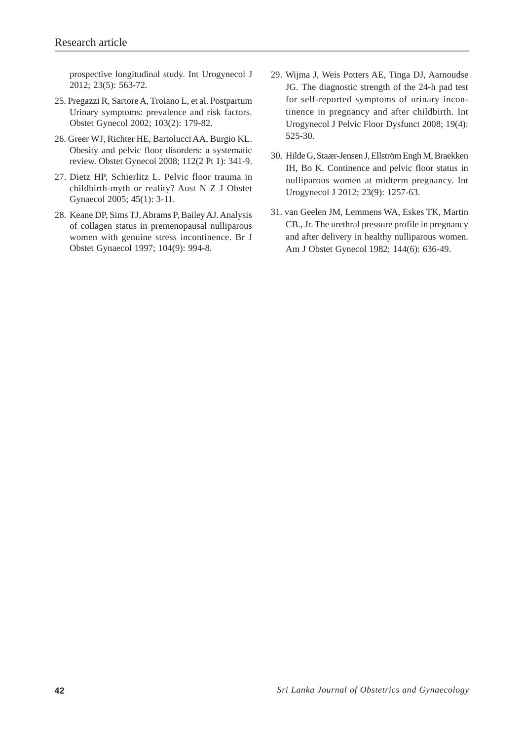prospective longitudinal study. Int Urogynecol J 2012; 23(5): 563-72.

25. Pregazzi R, Sartore A, Troiano L, et al. Postpartum Urinary symptoms: prevalence and risk factors. Obstet Gynecol 2002; 103(2): 179-82.

26. Greer WJ, Richter HE, Bartolucci AA, Burgio KL. Obesity and pelvic floor disorders: a systematic review. Obstet Gynecol 2008; 112(2 Pt 1): 341-9.

27. Dietz HP, Schierlitz L. Pelvic floor trauma in childbirth-myth or reality? Aust N Z J Obstet Gynaecol 2005; 45(1): 3-11.

28. Keane DP, Sims TJ, Abrams P, Bailey AJ. Analysis of collagen status in premenopausal nulliparous women with genuine stress incontinence. Br J Obstet Gynaecol 1997; 104(9): 994-8.

29. Wijma J, Weis Potters AE, Tinga DJ, Aarnoudse JG. The diagnostic strength of the 24-h pad test for self-reported symptoms of urinary incontinence in pregnancy and after childbirth. Int Urogynecol J Pelvic Floor Dysfunct 2008; 19(4): 525-30.

30. Hilde G, Staær-Jensen J, Ellström Engh M, Braekken IH, Bo K. Continence and pelvic floor status in nulliparous women at midterm pregnancy. Int Urogynecol J 2012; 23(9): 1257-63.

31. van Geelen JM, Lemmens WA, Eskes TK, Martin CB., Jr. The urethral pressure profile in pregnancy and after delivery in healthy nulliparous women. Am J Obstet Gynecol 1982; 144(6): 636-49.